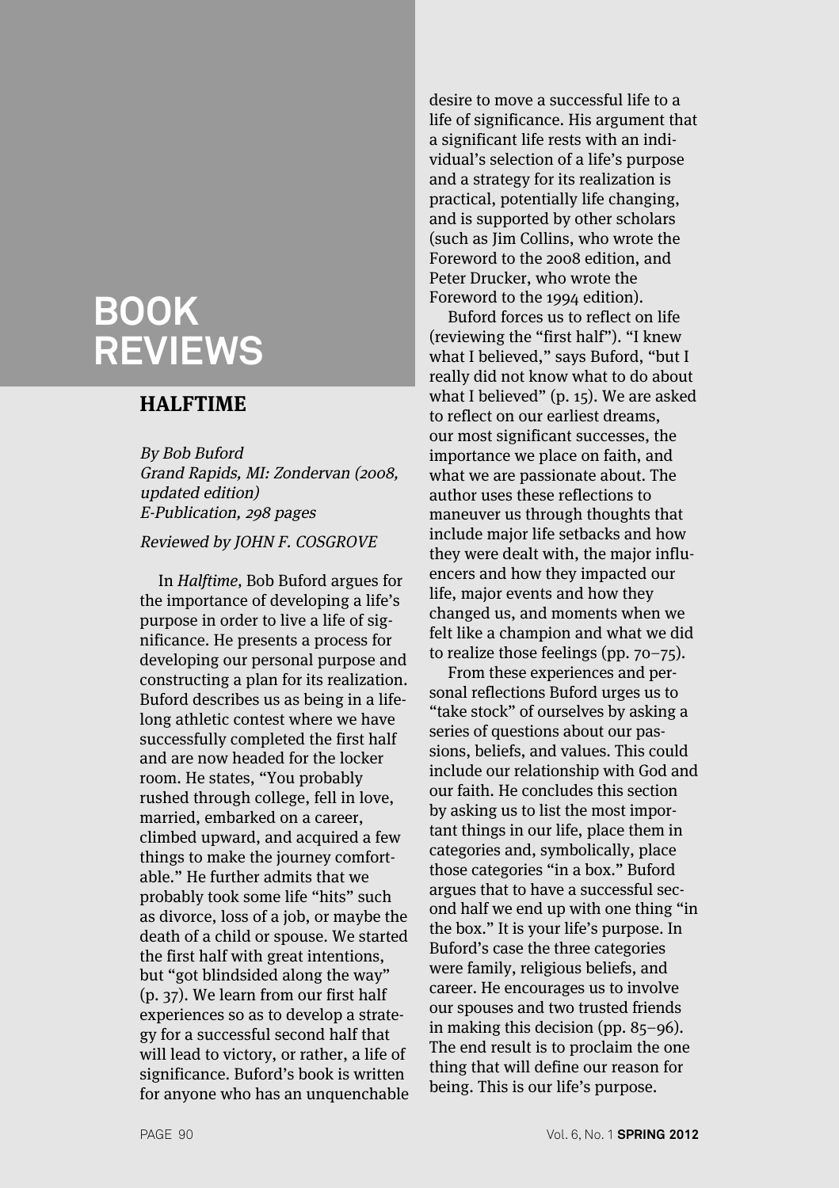# BOOK REVIEWS

## HALFTIME

*By Bob Buford*
*Grand Rapids, MI: Zondervan (2008, updated edition)*
*E-Publication, 298 pages*

*Reviewed by JOHN F. COSGROVE*

In *Halftime,* Bob Buford argues for the importance of developing a life's purpose in order to live a life of significance. He presents a process for developing our personal purpose and constructing a plan for its realization. Buford describes us as being in a lifelong athletic contest where we have successfully completed the first half and are now headed for the locker room. He states, "You probably rushed through college, fell in love, married, embarked on a career, climbed upward, and acquired a few things to make the journey comfortable." He further admits that we probably took some life "hits" such as divorce, loss of a job, or maybe the death of a child or spouse. We started the first half with great intentions, but "got blindsided along the way" (p. 37). We learn from our first half experiences so as to develop a strategy for a successful second half that will lead to victory, or rather, a life of significance. Buford's book is written for anyone who has an unquenchable desire to move a successful life to a life of significance. His argument that a significant life rests with an individual's selection of a life's purpose and a strategy for its realization is practical, potentially life changing, and is supported by other scholars (such as Jim Collins, who wrote the Foreword to the 2008 edition, and Peter Drucker, who wrote the Foreword to the 1994 edition).

Buford forces us to reflect on life (reviewing the "first half"). "I knew what I believed," says Buford, "but I really did not know what to do about what I believed" (p. 15). We are asked to reflect on our earliest dreams, our most significant successes, the importance we place on faith, and what we are passionate about. The author uses these reflections to maneuver us through thoughts that include major life setbacks and how they were dealt with, the major influencers and how they impacted our life, major events and how they changed us, and moments when we felt like a champion and what we did to realize those feelings (pp. 70–75).

From these experiences and personal reflections Buford urges us to "take stock" of ourselves by asking a series of questions about our passions, beliefs, and values. This could include our relationship with God and our faith. He concludes this section by asking us to list the most important things in our life, place them in categories and, symbolically, place those categories "in a box." Buford argues that to have a successful second half we end up with one thing "in the box." It is your life's purpose. In Buford's case the three categories were family, religious beliefs, and career. He encourages us to involve our spouses and two trusted friends in making this decision (pp. 85–96). The end result is to proclaim the one thing that will define our reason for being. This is our life's purpose.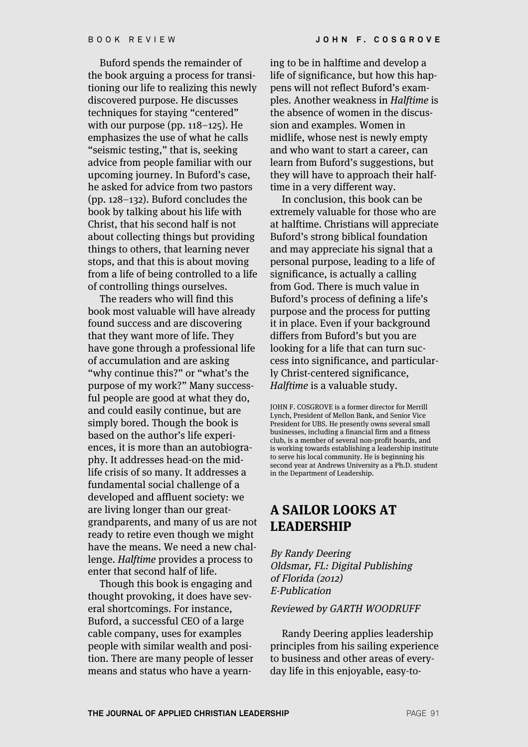Buford spends the remainder of the book arguing a process for transitioning our life to realizing this newly discovered purpose. He discusses techniques for staying "centered" with our purpose (pp. 118–125). He emphasizes the use of what he calls "seismic testing," that is, seeking advice from people familiar with our upcoming journey. In Buford's case, he asked for advice from two pastors (pp. 128–132). Buford concludes the book by talking about his life with Christ, that his second half is not about collecting things but providing things to others, that learning never stops, and that this is about moving from a life of being controlled to a life of controlling things ourselves.

The readers who will find this book most valuable will have already found success and are discovering that they want more of life. They have gone through a professional life of accumulation and are asking "why continue this?" or "what's the purpose of my work?" Many successful people are good at what they do, and could easily continue, but are simply bored. Though the book is based on the author's life experiences, it is more than an autobiography. It addresses head-on the midlife crisis of so many. It addresses a fundamental social challenge of a developed and affluent society: we are living longer than our great-grandparents, and many of us are not ready to retire even though we might have the means. We need a new challenge. *Halftime* provides a process to enter that second half of life.

Though this book is engaging and thought provoking, it does have several shortcomings. For instance, Buford, a successful CEO of a large cable company, uses for examples people with similar wealth and position. There are many people of lesser means and status who have a yearning to be in halftime and develop a life of significance, but how this happens will not reflect Buford's examples. Another weakness in *Halftime* is the absence of women in the discussion and examples. Women in midlife, whose nest is newly empty and who want to start a career, can learn from Buford's suggestions, but they will have to approach their halftime in a very different way.

In conclusion, this book can be extremely valuable for those who are at halftime. Christians will appreciate Buford's strong biblical foundation and may appreciate his signal that a personal purpose, leading to a life of significance, is actually a calling from God. There is much value in Buford's process of defining a life's purpose and the process for putting it in place. Even if your background differs from Buford's but you are looking for a life that can turn success into significance, and particularly Christ-centered significance, *Halftime* is a valuable study.

JOHN F. COSGROVE is a former director for Merrill Lynch, President of Mellon Bank, and Senior Vice President for UBS. He presently owns several small businesses, including a financial firm and a fitness club, is a member of several non-profit boards, and is working towards establishing a leadership institute to serve his local community. He is beginning his second year at Andrews University as a Ph.D. student in the Department of Leadership.

## A SAILOR LOOKS AT LEADERSHIP

*By Randy Deering*
*Oldsmar, FL: Digital Publishing of Florida (2012)*
*E-Publication*

*Reviewed by GARTH WOODRUFF*

Randy Deering applies leadership principles from his sailing experience to business and other areas of everyday life in this enjoyable, easy-to-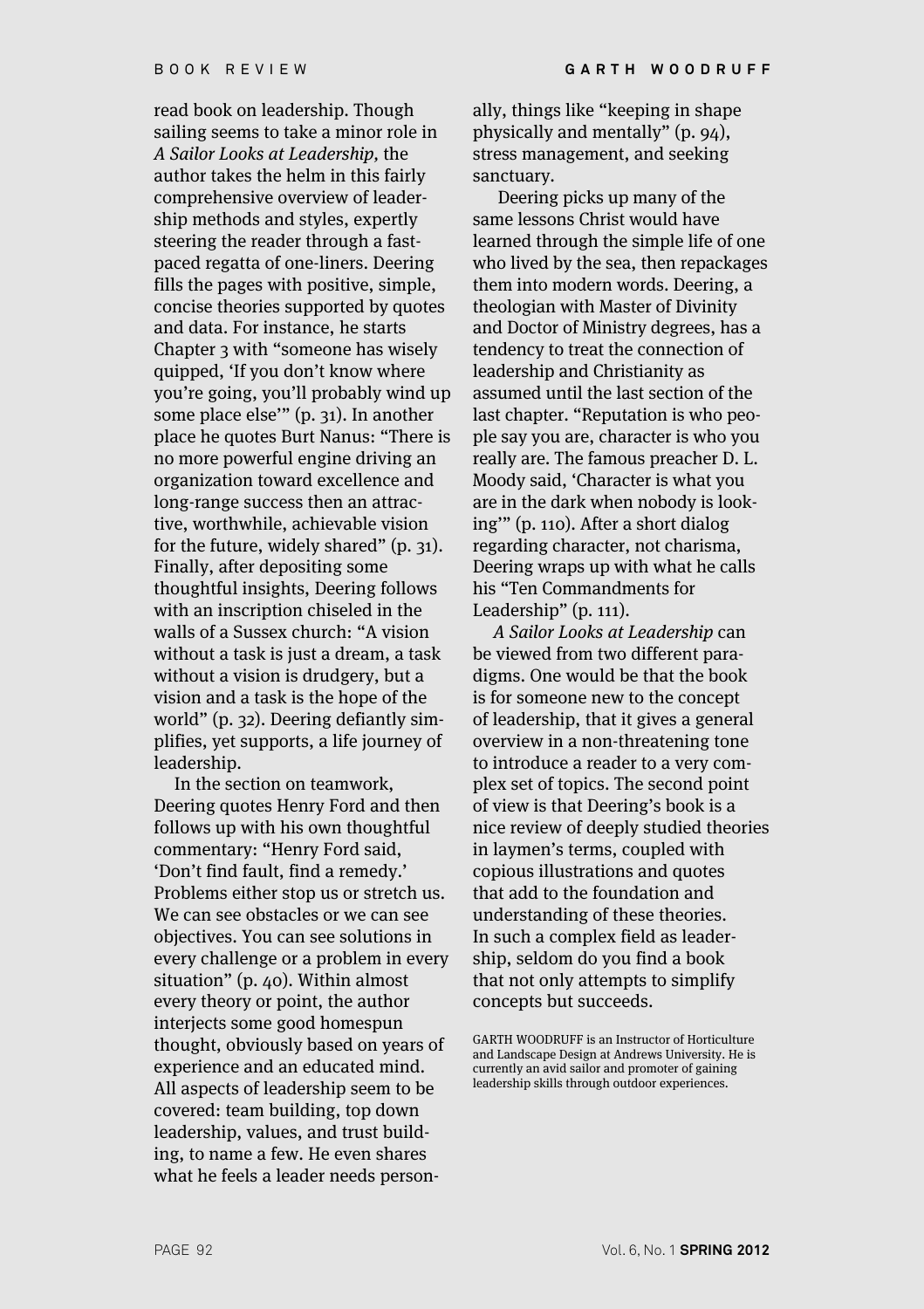read book on leadership. Though sailing seems to take a minor role in *A Sailor Looks at Leadership*, the author takes the helm in this fairly comprehensive overview of leadership methods and styles, expertly steering the reader through a fast-paced regatta of one-liners. Deering fills the pages with positive, simple, concise theories supported by quotes and data. For instance, he starts Chapter 3 with "someone has wisely quipped, 'If you don't know where you're going, you'll probably wind up some place else'" (p. 31). In another place he quotes Burt Nanus: "There is no more powerful engine driving an organization toward excellence and long-range success then an attractive, worthwhile, achievable vision for the future, widely shared" (p. 31). Finally, after depositing some thoughtful insights, Deering follows with an inscription chiseled in the walls of a Sussex church: "A vision without a task is just a dream, a task without a vision is drudgery, but a vision and a task is the hope of the world" (p. 32). Deering defiantly simplifies, yet supports, a life journey of leadership.

In the section on teamwork, Deering quotes Henry Ford and then follows up with his own thoughtful commentary: "Henry Ford said, 'Don't find fault, find a remedy.' Problems either stop us or stretch us. We can see obstacles or we can see objectives. You can see solutions in every challenge or a problem in every situation" (p. 40). Within almost every theory or point, the author interjects some good homespun thought, obviously based on years of experience and an educated mind. All aspects of leadership seem to be covered: team building, top down leadership, values, and trust building, to name a few. He even shares what he feels a leader needs personally, things like "keeping in shape physically and mentally" (p. 94), stress management, and seeking sanctuary.

Deering picks up many of the same lessons Christ would have learned through the simple life of one who lived by the sea, then repackages them into modern words. Deering, a theologian with Master of Divinity and Doctor of Ministry degrees, has a tendency to treat the connection of leadership and Christianity as assumed until the last section of the last chapter. "Reputation is who people say you are, character is who you really are. The famous preacher D. L. Moody said, 'Character is what you are in the dark when nobody is looking'" (p. 110). After a short dialog regarding character, not charisma, Deering wraps up with what he calls his "Ten Commandments for Leadership" (p. 111).

*A Sailor Looks at Leadership* can be viewed from two different paradigms. One would be that the book is for someone new to the concept of leadership, that it gives a general overview in a non-threatening tone to introduce a reader to a very complex set of topics. The second point of view is that Deering's book is a nice review of deeply studied theories in laymen's terms, coupled with copious illustrations and quotes that add to the foundation and understanding of these theories. In such a complex field as leadership, seldom do you find a book that not only attempts to simplify concepts but succeeds.

GARTH WOODRUFF is an Instructor of Horticulture and Landscape Design at Andrews University. He is currently an avid sailor and promoter of gaining leadership skills through outdoor experiences.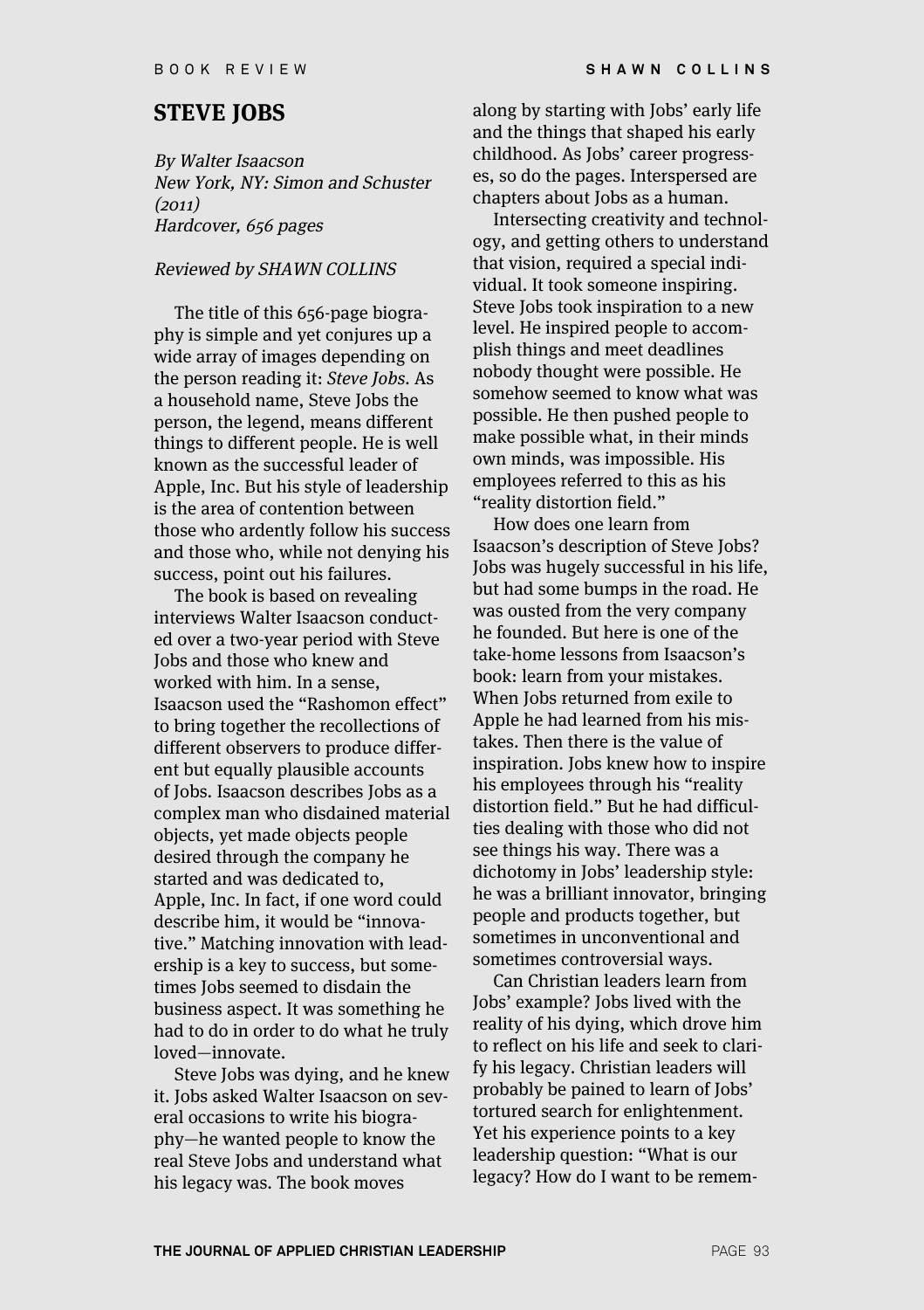## STEVE JOBS

*By Walter Isaacson*
*New York, NY: Simon and Schuster (2011)*
*Hardcover, 656 pages*

*Reviewed by SHAWN COLLINS*

The title of this 656-page biography is simple and yet conjures up a wide array of images depending on the person reading it: *Steve Jobs*. As a household name, Steve Jobs the person, the legend, means different things to different people. He is well known as the successful leader of Apple, Inc. But his style of leadership is the area of contention between those who ardently follow his success and those who, while not denying his success, point out his failures.

The book is based on revealing interviews Walter Isaacson conducted over a two-year period with Steve Jobs and those who knew and worked with him. In a sense, Isaacson used the "Rashomon effect" to bring together the recollections of different observers to produce different but equally plausible accounts of Jobs. Isaacson describes Jobs as a complex man who disdained material objects, yet made objects people desired through the company he started and was dedicated to, Apple, Inc. In fact, if one word could describe him, it would be "innovative." Matching innovation with leadership is a key to success, but sometimes Jobs seemed to disdain the business aspect. It was something he had to do in order to do what he truly loved—innovate.

Steve Jobs was dying, and he knew it. Jobs asked Walter Isaacson on several occasions to write his biography—he wanted people to know the real Steve Jobs and understand what his legacy was. The book moves along by starting with Jobs' early life and the things that shaped his early childhood. As Jobs' career progresses, so do the pages. Interspersed are chapters about Jobs as a human.

Intersecting creativity and technology, and getting others to understand that vision, required a special individual. It took someone inspiring. Steve Jobs took inspiration to a new level. He inspired people to accomplish things and meet deadlines nobody thought were possible. He somehow seemed to know what was possible. He then pushed people to make possible what, in their minds own minds, was impossible. His employees referred to this as his "reality distortion field."

How does one learn from Isaacson's description of Steve Jobs? Jobs was hugely successful in his life, but had some bumps in the road. He was ousted from the very company he founded. But here is one of the take-home lessons from Isaacson's book: learn from your mistakes. When Jobs returned from exile to Apple he had learned from his mistakes. Then there is the value of inspiration. Jobs knew how to inspire his employees through his "reality distortion field." But he had difficulties dealing with those who did not see things his way. There was a dichotomy in Jobs' leadership style: he was a brilliant innovator, bringing people and products together, but sometimes in unconventional and sometimes controversial ways.

Can Christian leaders learn from Jobs' example? Jobs lived with the reality of his dying, which drove him to reflect on his life and seek to clarify his legacy. Christian leaders will probably be pained to learn of Jobs' tortured search for enlightenment. Yet his experience points to a key leadership question: "What is our legacy? How do I want to be remem-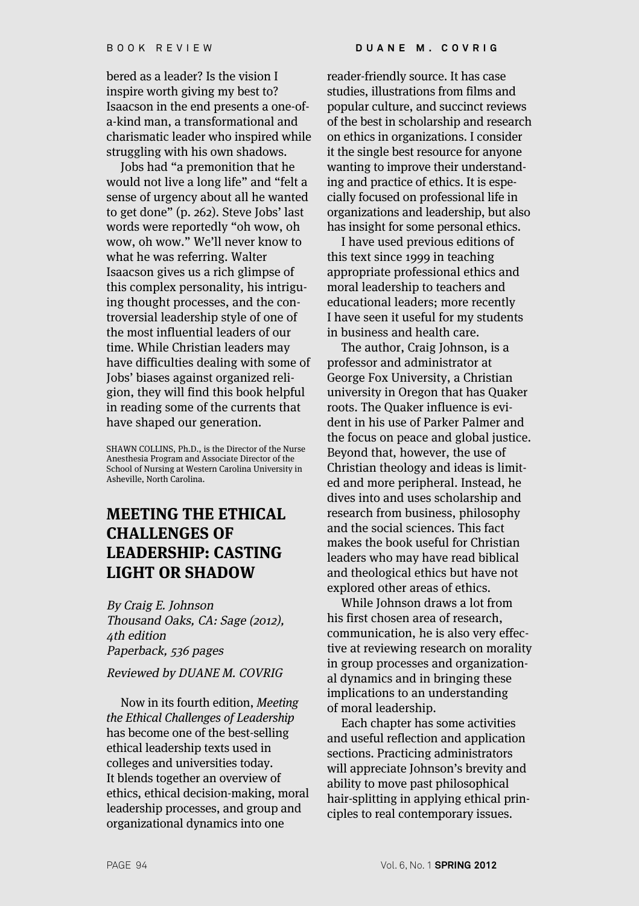bered as a leader? Is the vision I inspire worth giving my best to? Isaacson in the end presents a one-of-a-kind man, a transformational and charismatic leader who inspired while struggling with his own shadows.

Jobs had "a premonition that he would not live a long life" and "felt a sense of urgency about all he wanted to get done" (p. 262). Steve Jobs' last words were reportedly "oh wow, oh wow, oh wow." We'll never know to what he was referring. Walter Isaacson gives us a rich glimpse of this complex personality, his intriguing thought processes, and the controversial leadership style of one of the most influential leaders of our time. While Christian leaders may have difficulties dealing with some of Jobs' biases against organized religion, they will find this book helpful in reading some of the currents that have shaped our generation.

SHAWN COLLINS, Ph.D., is the Director of the Nurse Anesthesia Program and Associate Director of the School of Nursing at Western Carolina University in Asheville, North Carolina.

## MEETING THE ETHICAL CHALLENGES OF LEADERSHIP: CASTING LIGHT OR SHADOW

*By Craig E. Johnson*
*Thousand Oaks, CA: Sage (2012), 4th edition*
*Paperback, 536 pages*

*Reviewed by DUANE M. COVRIG*

Now in its fourth edition, *Meeting the Ethical Challenges of Leadership* has become one of the best-selling ethical leadership texts used in colleges and universities today. It blends together an overview of ethics, ethical decision-making, moral leadership processes, and group and organizational dynamics into one reader-friendly source. It has case studies, illustrations from films and popular culture, and succinct reviews of the best in scholarship and research on ethics in organizations. I consider it the single best resource for anyone wanting to improve their understanding and practice of ethics. It is especially focused on professional life in organizations and leadership, but also has insight for some personal ethics.

I have used previous editions of this text since 1999 in teaching appropriate professional ethics and moral leadership to teachers and educational leaders; more recently I have seen it useful for my students in business and health care.

The author, Craig Johnson, is a professor and administrator at George Fox University, a Christian university in Oregon that has Quaker roots. The Quaker influence is evident in his use of Parker Palmer and the focus on peace and global justice. Beyond that, however, the use of Christian theology and ideas is limited and more peripheral. Instead, he dives into and uses scholarship and research from business, philosophy and the social sciences. This fact makes the book useful for Christian leaders who may have read biblical and theological ethics but have not explored other areas of ethics.

While Johnson draws a lot from his first chosen area of research, communication, he is also very effective at reviewing research on morality in group processes and organizational dynamics and in bringing these implications to an understanding of moral leadership.

Each chapter has some activities and useful reflection and application sections. Practicing administrators will appreciate Johnson's brevity and ability to move past philosophical hair-splitting in applying ethical principles to real contemporary issues.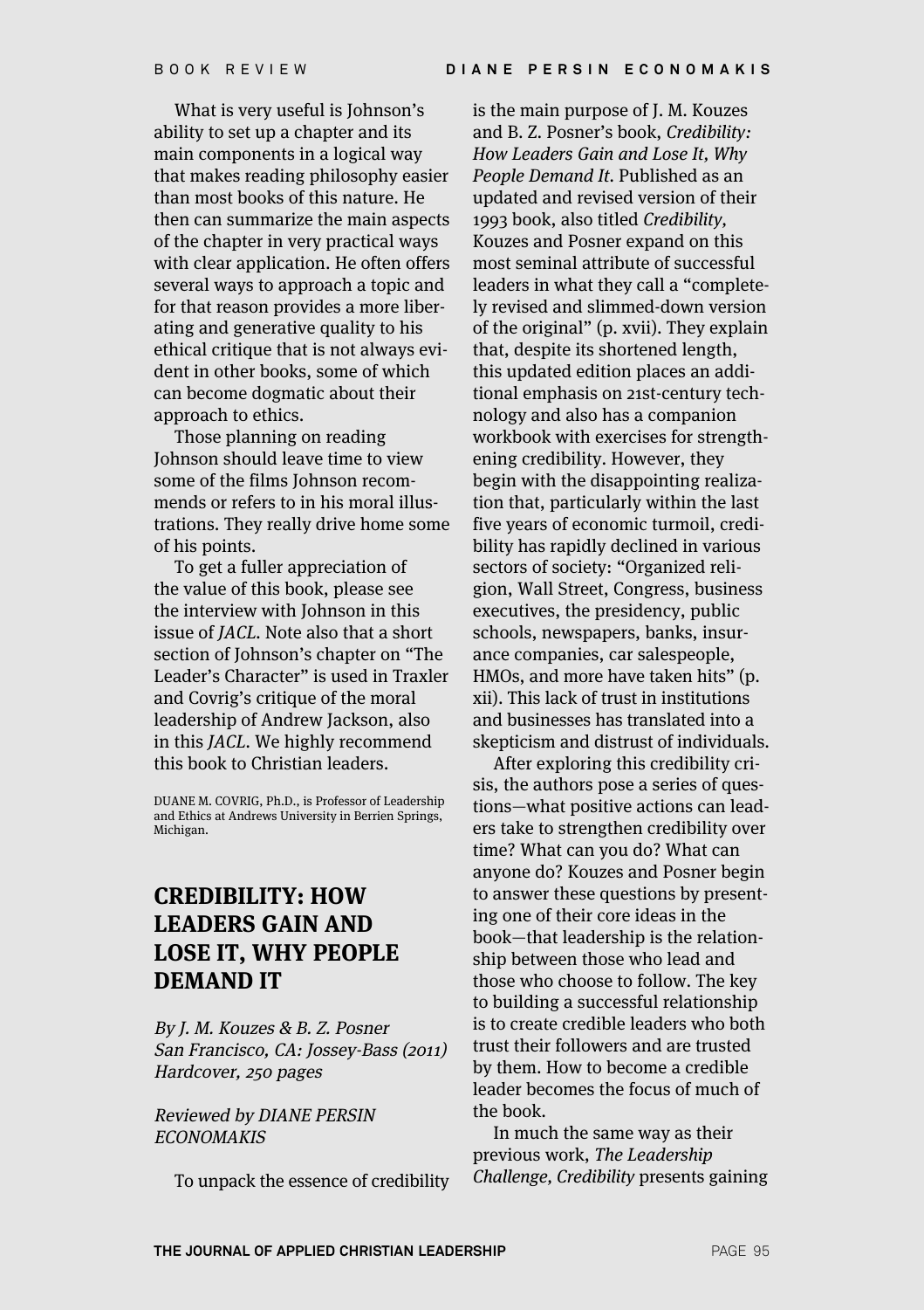What is very useful is Johnson's ability to set up a chapter and its main components in a logical way that makes reading philosophy easier than most books of this nature. He then can summarize the main aspects of the chapter in very practical ways with clear application. He often offers several ways to approach a topic and for that reason provides a more liberating and generative quality to his ethical critique that is not always evident in other books, some of which can become dogmatic about their approach to ethics.

Those planning on reading Johnson should leave time to view some of the films Johnson recommends or refers to in his moral illustrations. They really drive home some of his points.

To get a fuller appreciation of the value of this book, please see the interview with Johnson in this issue of *JACL*. Note also that a short section of Johnson's chapter on "The Leader's Character" is used in Traxler and Covrig's critique of the moral leadership of Andrew Jackson, also in this *JACL*. We highly recommend this book to Christian leaders.

DUANE M. COVRIG, Ph.D., is Professor of Leadership and Ethics at Andrews University in Berrien Springs, Michigan.

## CREDIBILITY: HOW LEADERS GAIN AND LOSE IT, WHY PEOPLE DEMAND IT

*By J. M. Kouzes & B. Z. Posner*
*San Francisco, CA: Jossey-Bass (2011)*
*Hardcover, 250 pages*

*Reviewed by DIANE PERSIN ECONOMAKIS*

To unpack the essence of credibility is the main purpose of J. M. Kouzes and B. Z. Posner's book, *Credibility: How Leaders Gain and Lose It, Why People Demand It*. Published as an updated and revised version of their 1993 book, also titled *Credibility*, Kouzes and Posner expand on this most seminal attribute of successful leaders in what they call a "completely revised and slimmed-down version of the original" (p. xvii). They explain that, despite its shortened length, this updated edition places an additional emphasis on 21st-century technology and also has a companion workbook with exercises for strengthening credibility. However, they begin with the disappointing realization that, particularly within the last five years of economic turmoil, credibility has rapidly declined in various sectors of society: "Organized religion, Wall Street, Congress, business executives, the presidency, public schools, newspapers, banks, insurance companies, car salespeople, HMOs, and more have taken hits" (p. xii). This lack of trust in institutions and businesses has translated into a skepticism and distrust of individuals.

After exploring this credibility crisis, the authors pose a series of questions—what positive actions can leaders take to strengthen credibility over time? What can you do? What can anyone do? Kouzes and Posner begin to answer these questions by presenting one of their core ideas in the book—that leadership is the relationship between those who lead and those who choose to follow. The key to building a successful relationship is to create credible leaders who both trust their followers and are trusted by them. How to become a credible leader becomes the focus of much of the book.

In much the same way as their previous work, *The Leadership Challenge*, *Credibility* presents gaining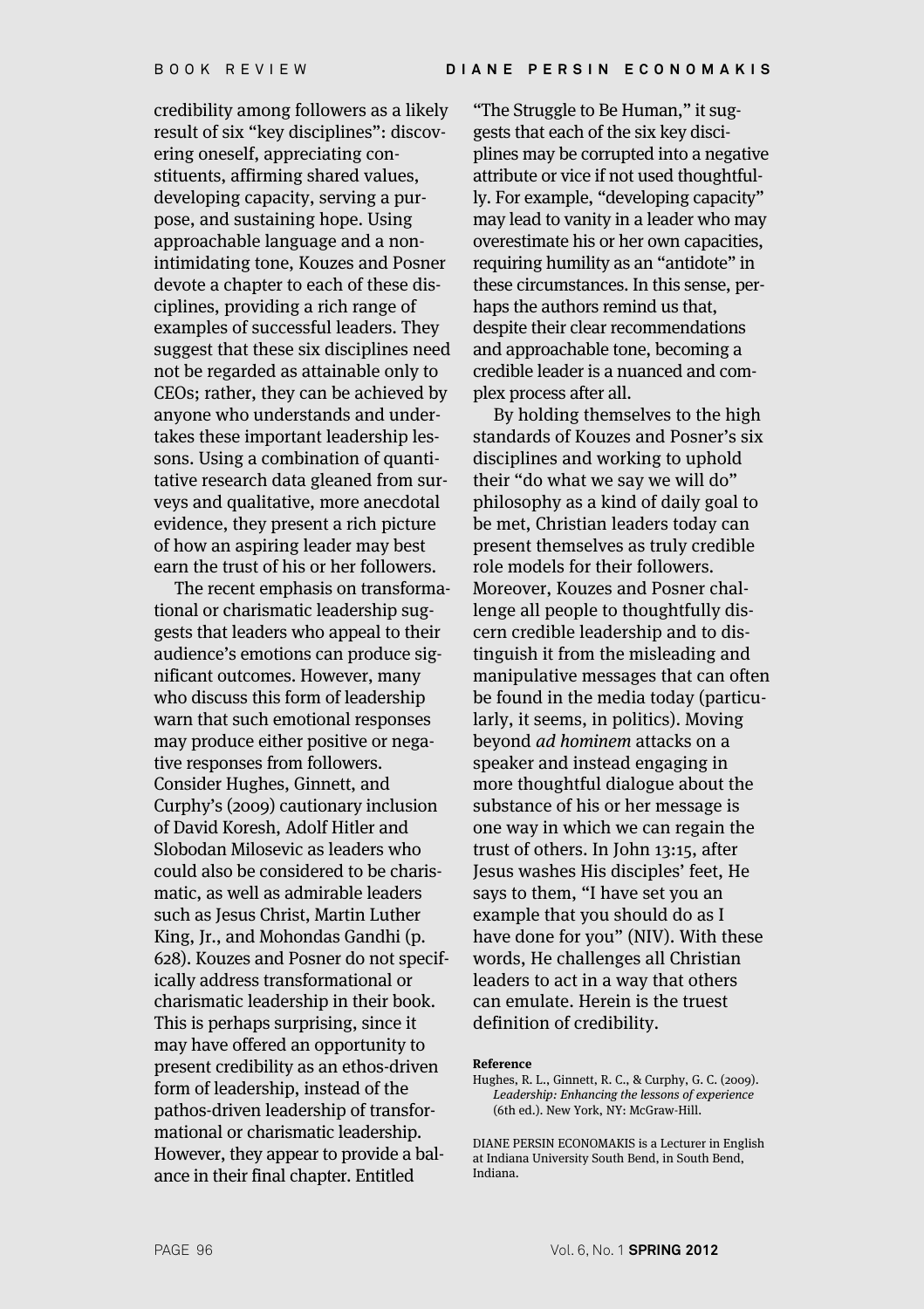credibility among followers as a likely result of six "key disciplines": discovering oneself, appreciating constituents, affirming shared values, developing capacity, serving a purpose, and sustaining hope. Using approachable language and a non-intimidating tone, Kouzes and Posner devote a chapter to each of these disciplines, providing a rich range of examples of successful leaders. They suggest that these six disciplines need not be regarded as attainable only to CEOs; rather, they can be achieved by anyone who understands and undertakes these important leadership lessons. Using a combination of quantitative research data gleaned from surveys and qualitative, more anecdotal evidence, they present a rich picture of how an aspiring leader may best earn the trust of his or her followers.

The recent emphasis on transformational or charismatic leadership suggests that leaders who appeal to their audience's emotions can produce significant outcomes. However, many who discuss this form of leadership warn that such emotional responses may produce either positive or negative responses from followers. Consider Hughes, Ginnett, and Curphy's (2009) cautionary inclusion of David Koresh, Adolf Hitler and Slobodan Milosevic as leaders who could also be considered to be charismatic, as well as admirable leaders such as Jesus Christ, Martin Luther King, Jr., and Mohondas Gandhi (p. 628). Kouzes and Posner do not specifically address transformational or charismatic leadership in their book. This is perhaps surprising, since it may have offered an opportunity to present credibility as an ethos-driven form of leadership, instead of the pathos-driven leadership of transformational or charismatic leadership. However, they appear to provide a balance in their final chapter. Entitled "The Struggle to Be Human," it suggests that each of the six key disciplines may be corrupted into a negative attribute or vice if not used thoughtfully. For example, "developing capacity" may lead to vanity in a leader who may overestimate his or her own capacities, requiring humility as an "antidote" in these circumstances. In this sense, perhaps the authors remind us that, despite their clear recommendations and approachable tone, becoming a credible leader is a nuanced and complex process after all.

By holding themselves to the high standards of Kouzes and Posner's six disciplines and working to uphold their "do what we say we will do" philosophy as a kind of daily goal to be met, Christian leaders today can present themselves as truly credible role models for their followers. Moreover, Kouzes and Posner challenge all people to thoughtfully discern credible leadership and to distinguish it from the misleading and manipulative messages that can often be found in the media today (particularly, it seems, in politics). Moving beyond *ad hominem* attacks on a speaker and instead engaging in more thoughtful dialogue about the substance of his or her message is one way in which we can regain the trust of others. In John 13:15, after Jesus washes His disciples' feet, He says to them, "I have set you an example that you should do as I have done for you" (NIV). With these words, He challenges all Christian leaders to act in a way that others can emulate. Herein is the truest definition of credibility.

**Reference**

Hughes, R. L., Ginnett, R. C., & Curphy, G. C. (2009). *Leadership: Enhancing the lessons of experience* (6th ed.). New York, NY: McGraw-Hill.

DIANE PERSIN ECONOMAKIS is a Lecturer in English at Indiana University South Bend, in South Bend, Indiana.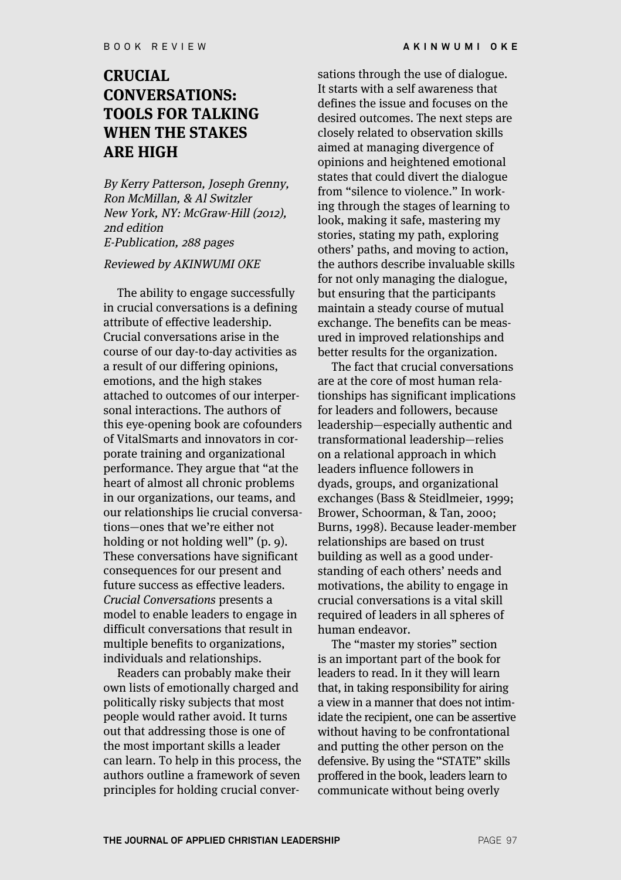BOOK REVIEW

# CRUCIAL CONVERSATIONS: TOOLS FOR TALKING WHEN THE STAKES ARE HIGH

*By Kerry Patterson, Joseph Grenny, Ron McMillan, & Al Switzler*
*New York, NY: McGraw-Hill (2012), 2nd edition*
*E-Publication, 288 pages*

*Reviewed by AKINWUMI OKE*

The ability to engage successfully in crucial conversations is a defining attribute of effective leadership. Crucial conversations arise in the course of our day-to-day activities as a result of our differing opinions, emotions, and the high stakes attached to outcomes of our interpersonal interactions. The authors of this eye-opening book are cofounders of VitalSmarts and innovators in corporate training and organizational performance. They argue that "at the heart of almost all chronic problems in our organizations, our teams, and our relationships lie crucial conversations—ones that we're either not holding or not holding well" (p. 9). These conversations have significant consequences for our present and future success as effective leaders. *Crucial Conversations* presents a model to enable leaders to engage in difficult conversations that result in multiple benefits to organizations, individuals and relationships.

Readers can probably make their own lists of emotionally charged and politically risky subjects that most people would rather avoid. It turns out that addressing those is one of the most important skills a leader can learn. To help in this process, the authors outline a framework of seven principles for holding crucial conversations through the use of dialogue. It starts with a self awareness that defines the issue and focuses on the desired outcomes. The next steps are closely related to observation skills aimed at managing divergence of opinions and heightened emotional states that could divert the dialogue from "silence to violence." In working through the stages of learning to look, making it safe, mastering my stories, stating my path, exploring others' paths, and moving to action, the authors describe invaluable skills for not only managing the dialogue, but ensuring that the participants maintain a steady course of mutual exchange. The benefits can be measured in improved relationships and better results for the organization.

The fact that crucial conversations are at the core of most human relationships has significant implications for leaders and followers, because leadership—especially authentic and transformational leadership—relies on a relational approach in which leaders influence followers in dyads, groups, and organizational exchanges (Bass & Steidlmeier, 1999; Brower, Schoorman, & Tan, 2000; Burns, 1998). Because leader-member relationships are based on trust building as well as a good understanding of each others' needs and motivations, the ability to engage in crucial conversations is a vital skill required of leaders in all spheres of human endeavor.

The "master my stories" section is an important part of the book for leaders to read. In it they will learn that, in taking responsibility for airing a view in a manner that does not intimidate the recipient, one can be assertive without having to be confrontational and putting the other person on the defensive. By using the "STATE" skills proffered in the book, leaders learn to communicate without being overly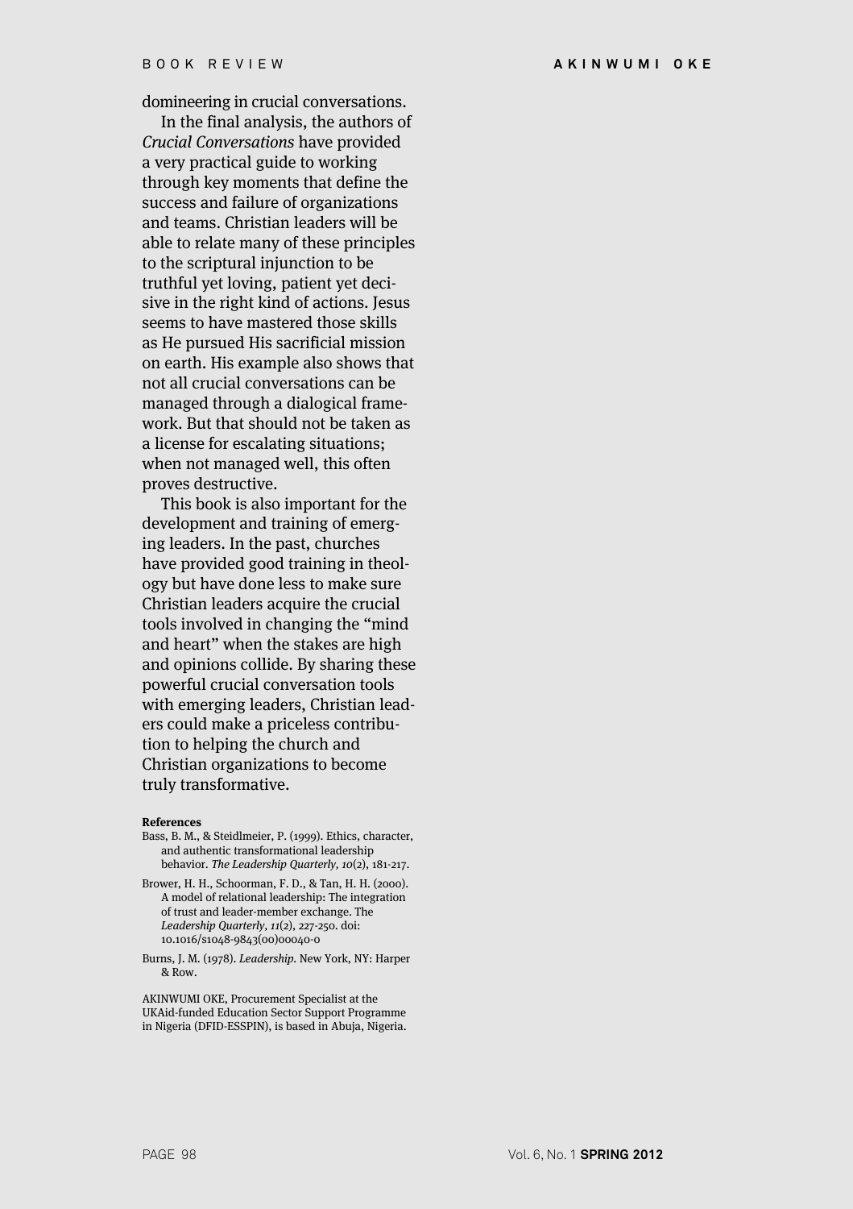domineering in crucial conversations.

In the final analysis, the authors of *Crucial Conversations* have provided a very practical guide to working through key moments that define the success and failure of organizations and teams. Christian leaders will be able to relate many of these principles to the scriptural injunction to be truthful yet loving, patient yet decisive in the right kind of actions. Jesus seems to have mastered those skills as He pursued His sacrificial mission on earth. His example also shows that not all crucial conversations can be managed through a dialogical framework. But that should not be taken as a license for escalating situations; when not managed well, this often proves destructive.

This book is also important for the development and training of emerging leaders. In the past, churches have provided good training in theology but have done less to make sure Christian leaders acquire the crucial tools involved in changing the "mind and heart" when the stakes are high and opinions collide. By sharing these powerful crucial conversation tools with emerging leaders, Christian leaders could make a priceless contribution to helping the church and Christian organizations to become truly transformative.

**References**

Bass, B. M., & Steidlmeier, P. (1999). Ethics, character, and authentic transformational leadership behavior. *The Leadership Quarterly, 10*(2), 181-217.

Brower, H. H., Schoorman, F. D., & Tan, H. H. (2000). A model of relational leadership: The integration of trust and leader-member exchange. The *Leadership Quarterly, 11*(2), 227-250. doi: 10.1016/s1048-9843(00)00040-0

Burns, J. M. (1978). *Leadership.* New York, NY: Harper & Row.

AKINWUMI OKE, Procurement Specialist at the UKAid-funded Education Sector Support Programme in Nigeria (DFID-ESSPIN), is based in Abuja, Nigeria.